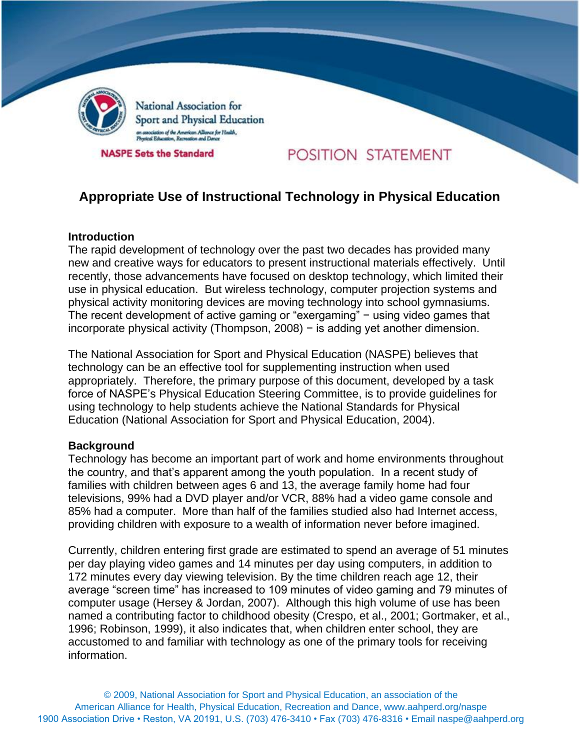National Association for Sport and Physical Education

an association of the American Alliance for Health, Physical Education, Recreation and Dance

**NASPE Sets the Standard**

POSITION STATEMENT

# Appropriate Use of Instructional Technology in Physical Education

## Introduction

The rapid development of technology over the past two decades has provided many new and creative ways for educators to present instructional materials effectively. Until recently, those advancements have focused on desktop technology, which limited their use in physical education. But wireless technology, computer projection systems and physical activity monitoring devices are moving technology into school gymnasiums. The recent development of active gaming or "exergaming" − using video games that incorporate physical activity (Thompson, 2008) − is adding yet another dimension.

The National Association for Sport and Physical Education (NASPE) believes that technology can be an effective tool for supplementing instruction when used appropriately. Therefore, the primary purpose of this document, developed by a task force of NASPE's Physical Education Steering Committee, is to provide guidelines for using technology to help students achieve the National Standards for Physical Education (National Association for Sport and Physical Education, 2004).

## Background

Technology has become an important part of work and home environments throughout the country, and that's apparent among the youth population. In a recent study of families with children between ages 6 and 13, the average family home had four televisions, 99% had a DVD player and/or VCR, 88% had a video game console and 85% had a computer. More than half of the families studied also had Internet access, providing children with exposure to a wealth of information never before imagined.

Currently, children entering first grade are estimated to spend an average of 51 minutes per day playing video games and 14 minutes per day using computers, in addition to 172 minutes every day viewing television. By the time children reach age 12, their average "screen time" has increased to 109 minutes of video gaming and 79 minutes of computer usage (Hersey & Jordan, 2007). Although this high volume of use has been named a contributing factor to childhood obesity (Crespo, et al., 2001; Gortmaker, et al., 1996; Robinson, 1999), it also indicates that, when children enter school, they are accustomed to and familiar with technology as one of the primary tools for receiving information.

© 2009, National Association for Sport and Physical Education, an association of the American Alliance for Health, Physical Education, Recreation and Dance, www.aahperd.org/naspe
1900 Association Drive • Reston, VA 20191, U.S. (703) 476-3410 • Fax (703) 476-8316 • Email naspe@aahperd.org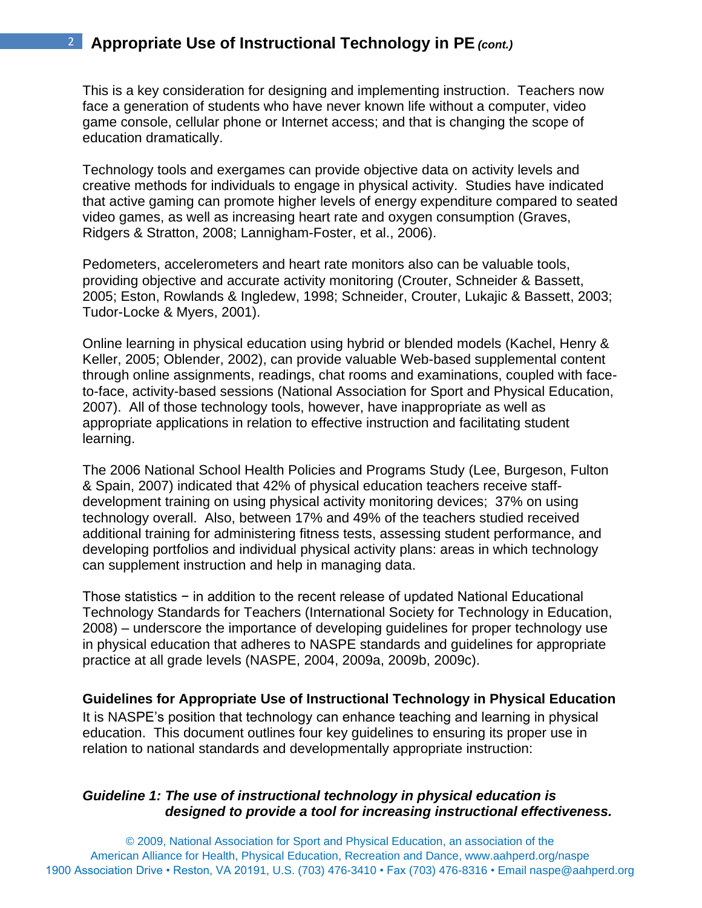This is a key consideration for designing and implementing instruction. Teachers now face a generation of students who have never known life without a computer, video game console, cellular phone or Internet access; and that is changing the scope of education dramatically.

Technology tools and exergames can provide objective data on activity levels and creative methods for individuals to engage in physical activity. Studies have indicated that active gaming can promote higher levels of energy expenditure compared to seated video games, as well as increasing heart rate and oxygen consumption (Graves, Ridgers & Stratton, 2008; Lannigham-Foster, et al., 2006).

Pedometers, accelerometers and heart rate monitors also can be valuable tools, providing objective and accurate activity monitoring (Crouter, Schneider & Bassett, 2005; Eston, Rowlands & Ingledew, 1998; Schneider, Crouter, Lukajic & Bassett, 2003; Tudor-Locke & Myers, 2001).

Online learning in physical education using hybrid or blended models (Kachel, Henry & Keller, 2005; Oblender, 2002), can provide valuable Web-based supplemental content through online assignments, readings, chat rooms and examinations, coupled with face-to-face, activity-based sessions (National Association for Sport and Physical Education, 2007). All of those technology tools, however, have inappropriate as well as appropriate applications in relation to effective instruction and facilitating student learning.

The 2006 National School Health Policies and Programs Study (Lee, Burgeson, Fulton & Spain, 2007) indicated that 42% of physical education teachers receive staff-development training on using physical activity monitoring devices; 37% on using technology overall. Also, between 17% and 49% of the teachers studied received additional training for administering fitness tests, assessing student performance, and developing portfolios and individual physical activity plans: areas in which technology can supplement instruction and help in managing data.

Those statistics − in addition to the recent release of updated National Educational Technology Standards for Teachers (International Society for Technology in Education, 2008) – underscore the importance of developing guidelines for proper technology use in physical education that adheres to NASPE standards and guidelines for appropriate practice at all grade levels (NASPE, 2004, 2009a, 2009b, 2009c).

**Guidelines for Appropriate Use of Instructional Technology in Physical Education**

It is NASPE's position that technology can enhance teaching and learning in physical education. This document outlines four key guidelines to ensuring its proper use in relation to national standards and developmentally appropriate instruction:

***Guideline 1: The use of instructional technology in physical education is designed to provide a tool for increasing instructional effectiveness.***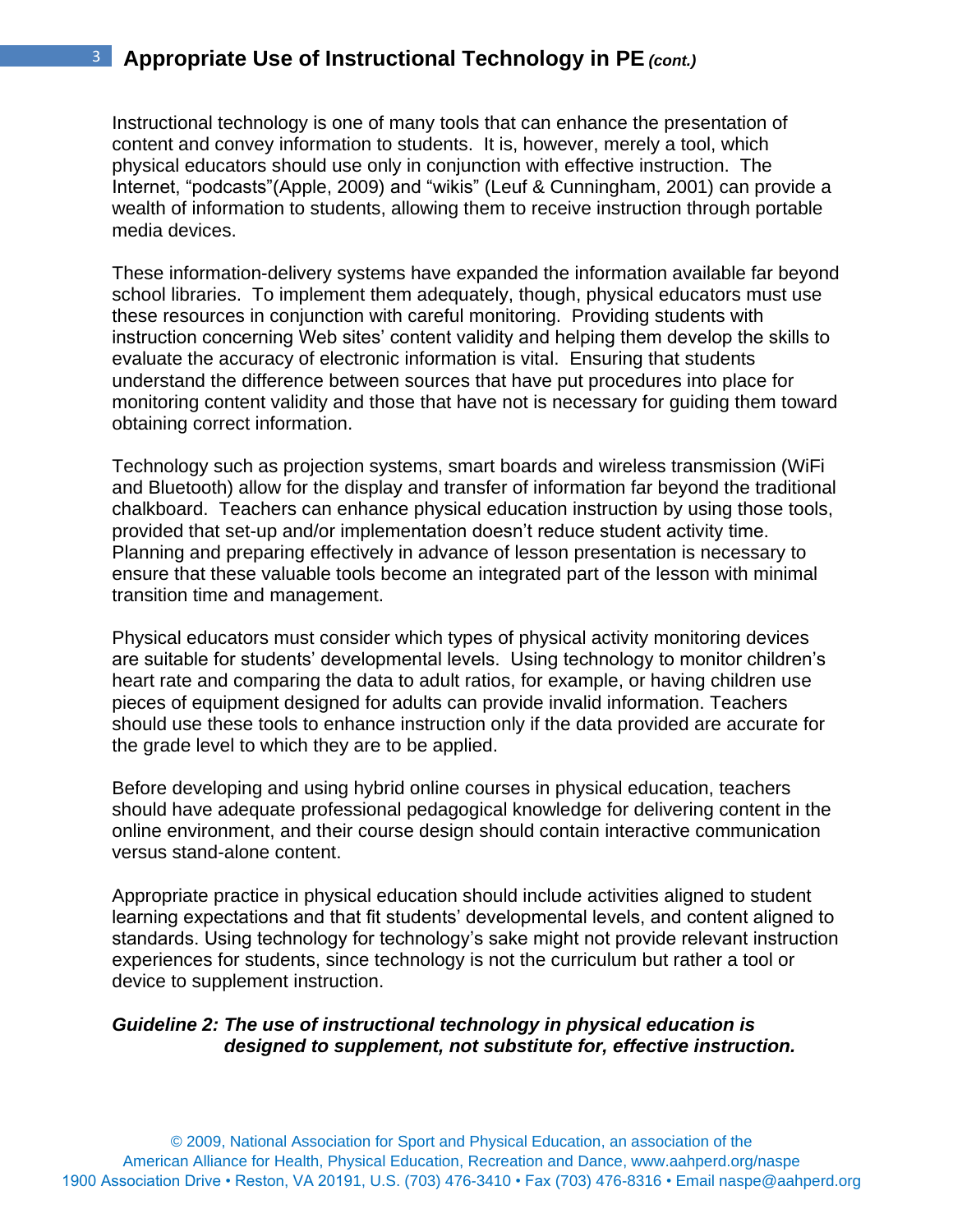Instructional technology is one of many tools that can enhance the presentation of content and convey information to students. It is, however, merely a tool, which physical educators should use only in conjunction with effective instruction. The Internet, “podcasts”(Apple, 2009) and “wikis” (Leuf & Cunningham, 2001) can provide a wealth of information to students, allowing them to receive instruction through portable media devices.

These information-delivery systems have expanded the information available far beyond school libraries. To implement them adequately, though, physical educators must use these resources in conjunction with careful monitoring. Providing students with instruction concerning Web sites’ content validity and helping them develop the skills to evaluate the accuracy of electronic information is vital. Ensuring that students understand the difference between sources that have put procedures into place for monitoring content validity and those that have not is necessary for guiding them toward obtaining correct information.

Technology such as projection systems, smart boards and wireless transmission (WiFi and Bluetooth) allow for the display and transfer of information far beyond the traditional chalkboard. Teachers can enhance physical education instruction by using those tools, provided that set-up and/or implementation doesn’t reduce student activity time. Planning and preparing effectively in advance of lesson presentation is necessary to ensure that these valuable tools become an integrated part of the lesson with minimal transition time and management.

Physical educators must consider which types of physical activity monitoring devices are suitable for students’ developmental levels. Using technology to monitor children’s heart rate and comparing the data to adult ratios, for example, or having children use pieces of equipment designed for adults can provide invalid information. Teachers should use these tools to enhance instruction only if the data provided are accurate for the grade level to which they are to be applied.

Before developing and using hybrid online courses in physical education, teachers should have adequate professional pedagogical knowledge for delivering content in the online environment, and their course design should contain interactive communication versus stand-alone content.

Appropriate practice in physical education should include activities aligned to student learning expectations and that fit students’ developmental levels, and content aligned to standards. Using technology for technology’s sake might not provide relevant instruction experiences for students, since technology is not the curriculum but rather a tool or device to supplement instruction.

***Guideline 2: The use of instructional technology in physical education is designed to supplement, not substitute for, effective instruction.***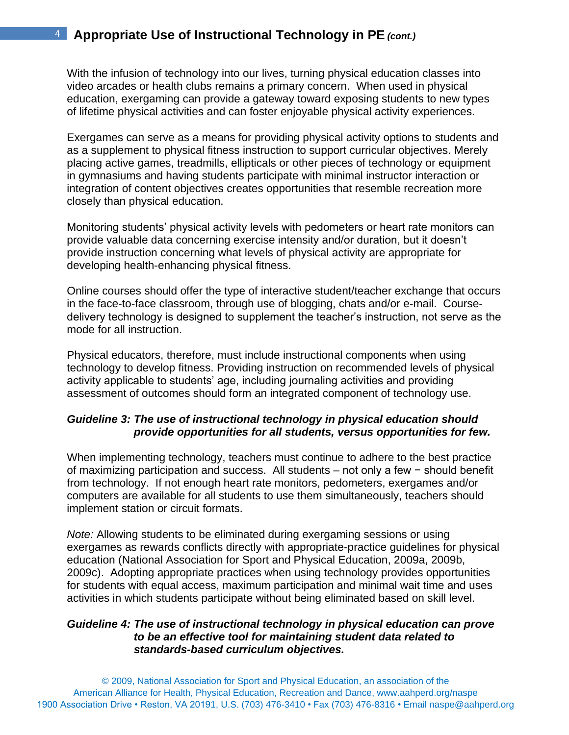With the infusion of technology into our lives, turning physical education classes into video arcades or health clubs remains a primary concern. When used in physical education, exergaming can provide a gateway toward exposing students to new types of lifetime physical activities and can foster enjoyable physical activity experiences.

Exergames can serve as a means for providing physical activity options to students and as a supplement to physical fitness instruction to support curricular objectives. Merely placing active games, treadmills, ellipticals or other pieces of technology or equipment in gymnasiums and having students participate with minimal instructor interaction or integration of content objectives creates opportunities that resemble recreation more closely than physical education.

Monitoring students' physical activity levels with pedometers or heart rate monitors can provide valuable data concerning exercise intensity and/or duration, but it doesn't provide instruction concerning what levels of physical activity are appropriate for developing health-enhancing physical fitness.

Online courses should offer the type of interactive student/teacher exchange that occurs in the face-to-face classroom, through use of blogging, chats and/or e-mail. Course-delivery technology is designed to supplement the teacher's instruction, not serve as the mode for all instruction.

Physical educators, therefore, must include instructional components when using technology to develop fitness. Providing instruction on recommended levels of physical activity applicable to students' age, including journaling activities and providing assessment of outcomes should form an integrated component of technology use.

***Guideline 3: The use of instructional technology in physical education should provide opportunities for all students, versus opportunities for few.***

When implementing technology, teachers must continue to adhere to the best practice of maximizing participation and success. All students – not only a few − should benefit from technology. If not enough heart rate monitors, pedometers, exergames and/or computers are available for all students to use them simultaneously, teachers should implement station or circuit formats.

*Note:* Allowing students to be eliminated during exergaming sessions or using exergames as rewards conflicts directly with appropriate-practice guidelines for physical education (National Association for Sport and Physical Education, 2009a, 2009b, 2009c). Adopting appropriate practices when using technology provides opportunities for students with equal access, maximum participation and minimal wait time and uses activities in which students participate without being eliminated based on skill level.

***Guideline 4: The use of instructional technology in physical education can prove to be an effective tool for maintaining student data related to standards-based curriculum objectives.***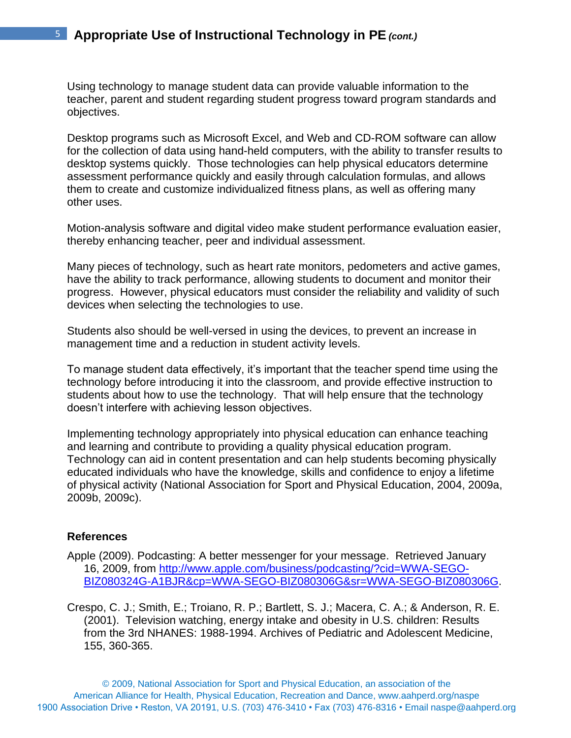Using technology to manage student data can provide valuable information to the teacher, parent and student regarding student progress toward program standards and objectives.

Desktop programs such as Microsoft Excel, and Web and CD-ROM software can allow for the collection of data using hand-held computers, with the ability to transfer results to desktop systems quickly. Those technologies can help physical educators determine assessment performance quickly and easily through calculation formulas, and allows them to create and customize individualized fitness plans, as well as offering many other uses.

Motion-analysis software and digital video make student performance evaluation easier, thereby enhancing teacher, peer and individual assessment.

Many pieces of technology, such as heart rate monitors, pedometers and active games, have the ability to track performance, allowing students to document and monitor their progress. However, physical educators must consider the reliability and validity of such devices when selecting the technologies to use.

Students also should be well-versed in using the devices, to prevent an increase in management time and a reduction in student activity levels.

To manage student data effectively, it's important that the teacher spend time using the technology before introducing it into the classroom, and provide effective instruction to students about how to use the technology. That will help ensure that the technology doesn't interfere with achieving lesson objectives.

Implementing technology appropriately into physical education can enhance teaching and learning and contribute to providing a quality physical education program. Technology can aid in content presentation and can help students becoming physically educated individuals who have the knowledge, skills and confidence to enjoy a lifetime of physical activity (National Association for Sport and Physical Education, 2004, 2009a, 2009b, 2009c).

### References

Apple (2009). Podcasting: A better messenger for your message. Retrieved January 16, 2009, from http://www.apple.com/business/podcasting/?cid=WWA-SEGO-BIZ080324G-A1BJR&cp=WWA-SEGO-BIZ080306G&sr=WWA-SEGO-BIZ080306G.

Crespo, C. J.; Smith, E.; Troiano, R. P.; Bartlett, S. J.; Macera, C. A.; & Anderson, R. E. (2001). Television watching, energy intake and obesity in U.S. children: Results from the 3rd NHANES: 1988-1994. Archives of Pediatric and Adolescent Medicine, 155, 360-365.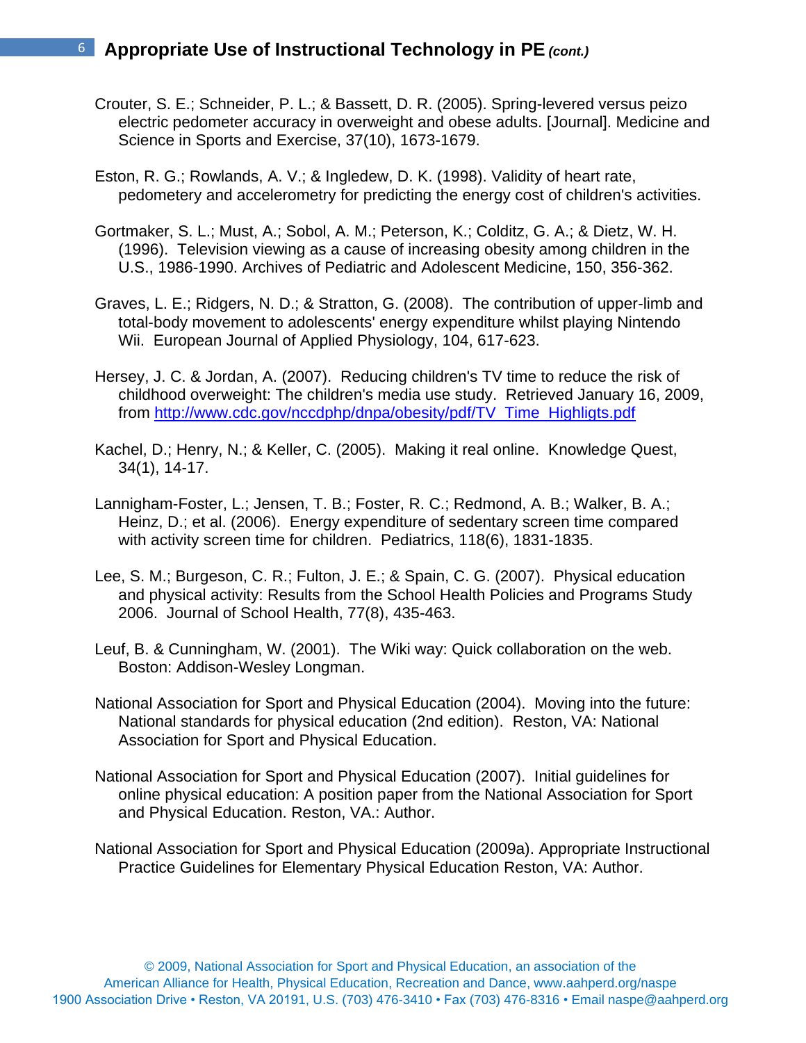Crouter, S. E.; Schneider, P. L.; & Bassett, D. R. (2005). Spring-levered versus peizo electric pedometer accuracy in overweight and obese adults. [Journal]. Medicine and Science in Sports and Exercise, 37(10), 1673-1679.

Eston, R. G.; Rowlands, A. V.; & Ingledew, D. K. (1998). Validity of heart rate, pedometery and accelerometry for predicting the energy cost of children's activities.

Gortmaker, S. L.; Must, A.; Sobol, A. M.; Peterson, K.; Colditz, G. A.; & Dietz, W. H. (1996). Television viewing as a cause of increasing obesity among children in the U.S., 1986-1990. Archives of Pediatric and Adolescent Medicine, 150, 356-362.

Graves, L. E.; Ridgers, N. D.; & Stratton, G. (2008). The contribution of upper-limb and total-body movement to adolescents' energy expenditure whilst playing Nintendo Wii. European Journal of Applied Physiology, 104, 617-623.

Hersey, J. C. & Jordan, A. (2007). Reducing children's TV time to reduce the risk of childhood overweight: The children's media use study. Retrieved January 16, 2009, from [http://www.cdc.gov/nccdphp/dnpa/obesity/pdf/TV_Time_Highligts.pdf](http://www.cdc.gov/nccdphp/dnpa/obesity/pdf/TV_Time_Highligts.pdf)

Kachel, D.; Henry, N.; & Keller, C. (2005). Making it real online. Knowledge Quest, 34(1), 14-17.

Lannigham-Foster, L.; Jensen, T. B.; Foster, R. C.; Redmond, A. B.; Walker, B. A.; Heinz, D.; et al. (2006). Energy expenditure of sedentary screen time compared with activity screen time for children. Pediatrics, 118(6), 1831-1835.

Lee, S. M.; Burgeson, C. R.; Fulton, J. E.; & Spain, C. G. (2007). Physical education and physical activity: Results from the School Health Policies and Programs Study 2006. Journal of School Health, 77(8), 435-463.

Leuf, B. & Cunningham, W. (2001). The Wiki way: Quick collaboration on the web. Boston: Addison-Wesley Longman.

National Association for Sport and Physical Education (2004). Moving into the future: National standards for physical education (2nd edition). Reston, VA: National Association for Sport and Physical Education.

National Association for Sport and Physical Education (2007). Initial guidelines for online physical education: A position paper from the National Association for Sport and Physical Education. Reston, VA.: Author.

National Association for Sport and Physical Education (2009a). Appropriate Instructional Practice Guidelines for Elementary Physical Education Reston, VA: Author.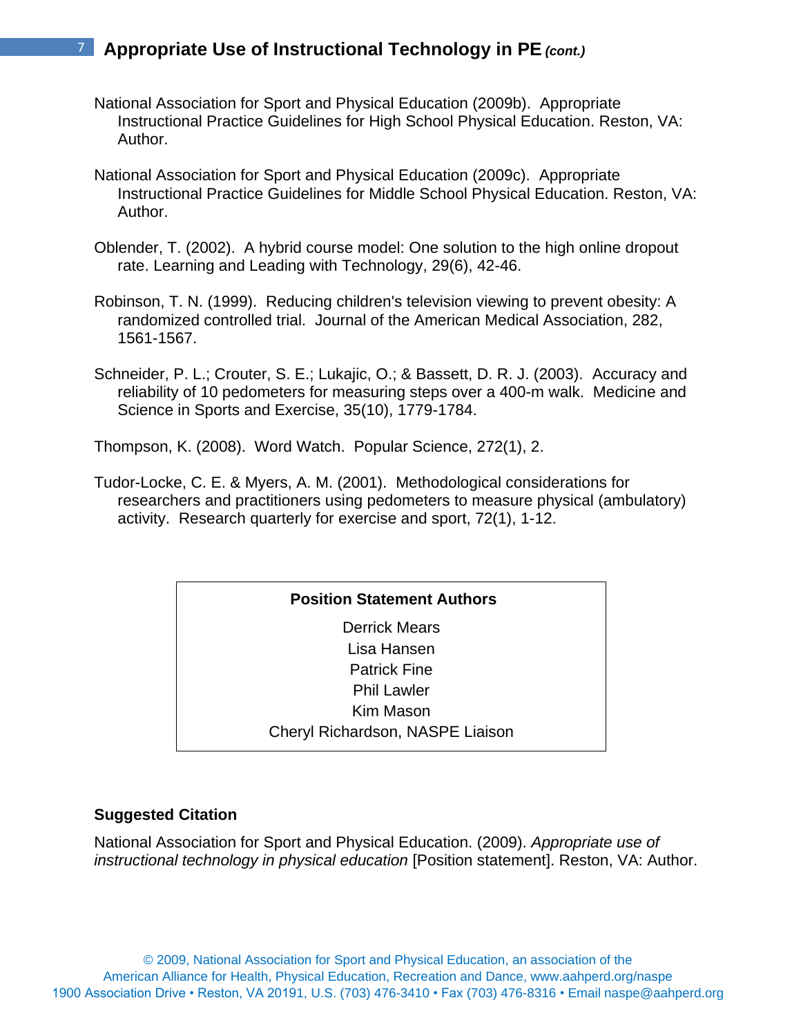National Association for Sport and Physical Education (2009b). Appropriate Instructional Practice Guidelines for High School Physical Education. Reston, VA: Author.

National Association for Sport and Physical Education (2009c). Appropriate Instructional Practice Guidelines for Middle School Physical Education. Reston, VA: Author.

Oblender, T. (2002). A hybrid course model: One solution to the high online dropout rate. Learning and Leading with Technology, 29(6), 42-46.

Robinson, T. N. (1999). Reducing children's television viewing to prevent obesity: A randomized controlled trial. Journal of the American Medical Association, 282, 1561-1567.

Schneider, P. L.; Crouter, S. E.; Lukajic, O.; & Bassett, D. R. J. (2003). Accuracy and reliability of 10 pedometers for measuring steps over a 400-m walk. Medicine and Science in Sports and Exercise, 35(10), 1779-1784.

Thompson, K. (2008). Word Watch. Popular Science, 272(1), 2.

Tudor-Locke, C. E. & Myers, A. M. (2001). Methodological considerations for researchers and practitioners using pedometers to measure physical (ambulatory) activity. Research quarterly for exercise and sport, 72(1), 1-12.

**Position Statement Authors**

Derrick Mears
Lisa Hansen
Patrick Fine
Phil Lawler
Kim Mason
Cheryl Richardson, NASPE Liaison

**Suggested Citation**

National Association for Sport and Physical Education. (2009). *Appropriate use of instructional technology in physical education* [Position statement]. Reston, VA: Author.

© 2009, National Association for Sport and Physical Education, an association of the American Alliance for Health, Physical Education, Recreation and Dance, www.aahperd.org/naspe
1900 Association Drive • Reston, VA 20191, U.S. (703) 476-3410 • Fax (703) 476-8316 • Email naspe@aahperd.org